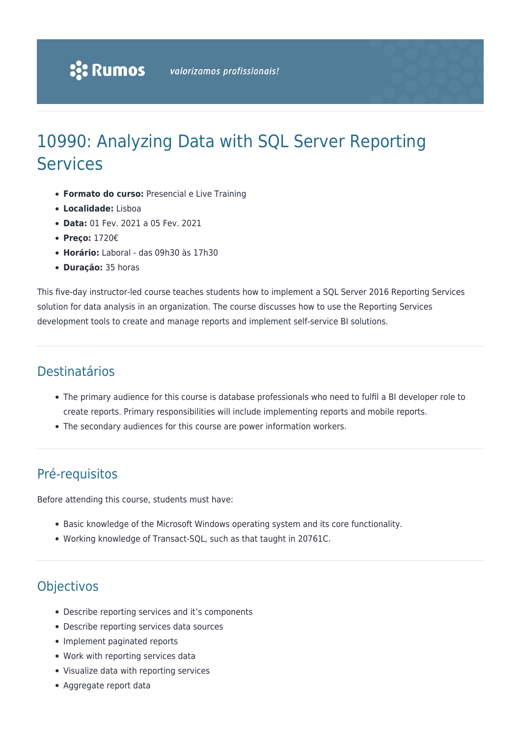# 10990: Analyzing Data with SQL Server Reporting Services

- **Formato do curso:** Presencial e Live Training
- **Localidade:** Lisboa
- **Data:** 01 Fev. 2021 a 05 Fev. 2021
- **Preço:** 1720€
- **Horário:** Laboral - das 09h30 às 17h30
- **Duração:** 35 horas

This five-day instructor-led course teaches students how to implement a SQL Server 2016 Reporting Services solution for data analysis in an organization. The course discusses how to use the Reporting Services development tools to create and manage reports and implement self-service BI solutions.

## Destinatários

- The primary audience for this course is database professionals who need to fulfil a BI developer role to create reports. Primary responsibilities will include implementing reports and mobile reports.
- The secondary audiences for this course are power information workers.

## Pré-requisitos

Before attending this course, students must have:

- Basic knowledge of the Microsoft Windows operating system and its core functionality.
- Working knowledge of Transact-SQL, such as that taught in 20761C.

## Objectivos

- Describe reporting services and it's components
- Describe reporting services data sources
- Implement paginated reports
- Work with reporting services data
- Visualize data with reporting services
- Aggregate report data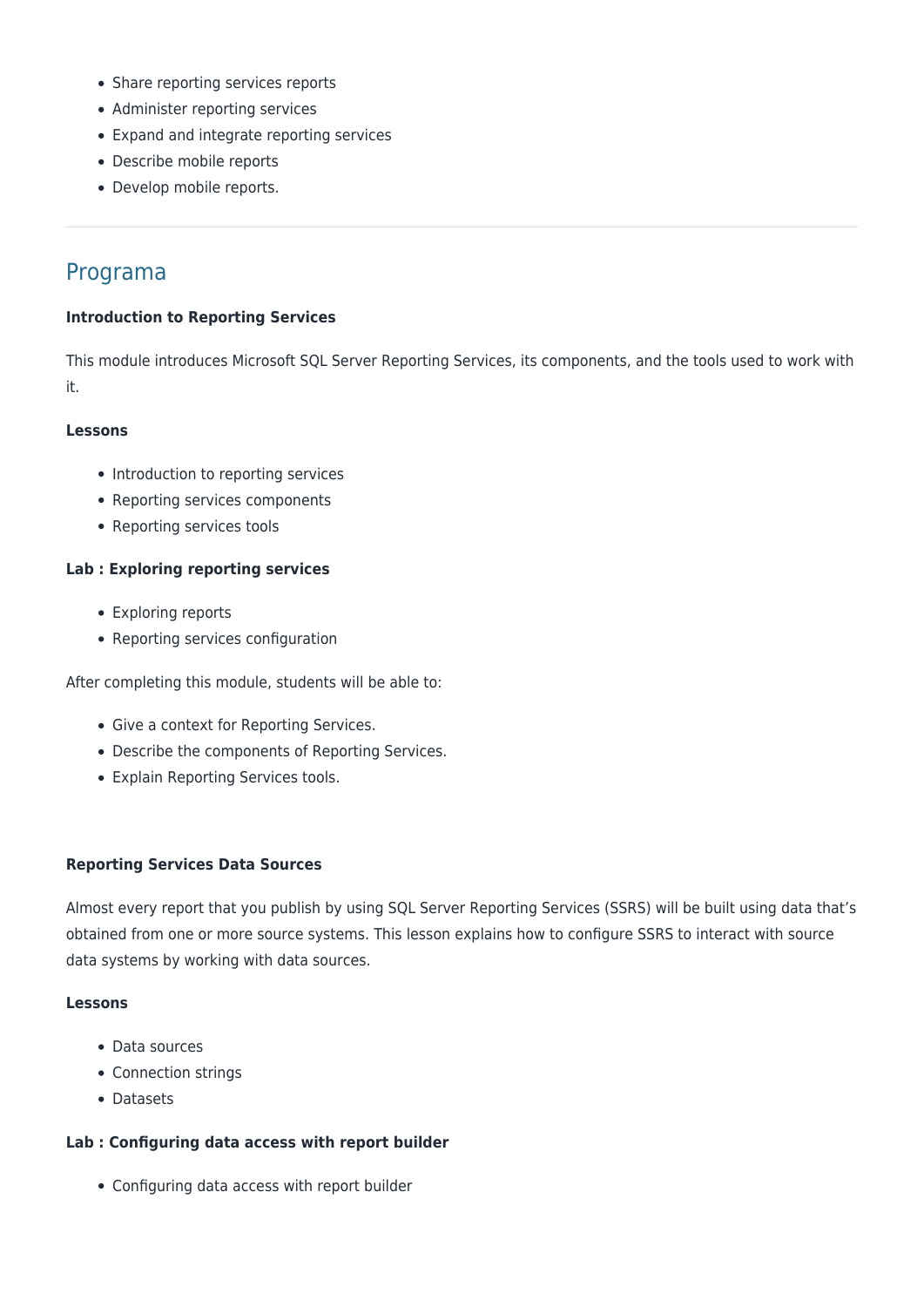- Share reporting services reports
- Administer reporting services
- Expand and integrate reporting services
- Describe mobile reports
- Develop mobile reports.

---

## Programa

**Introduction to Reporting Services**

This module introduces Microsoft SQL Server Reporting Services, its components, and the tools used to work with it.

**Lessons**

- Introduction to reporting services
- Reporting services components
- Reporting services tools

**Lab : Exploring reporting services**

- Exploring reports
- Reporting services configuration

After completing this module, students will be able to:

- Give a context for Reporting Services.
- Describe the components of Reporting Services.
- Explain Reporting Services tools.

**Reporting Services Data Sources**

Almost every report that you publish by using SQL Server Reporting Services (SSRS) will be built using data that's obtained from one or more source systems. This lesson explains how to configure SSRS to interact with source data systems by working with data sources.

**Lessons**

- Data sources
- Connection strings
- Datasets

**Lab : Configuring data access with report builder**

- Configuring data access with report builder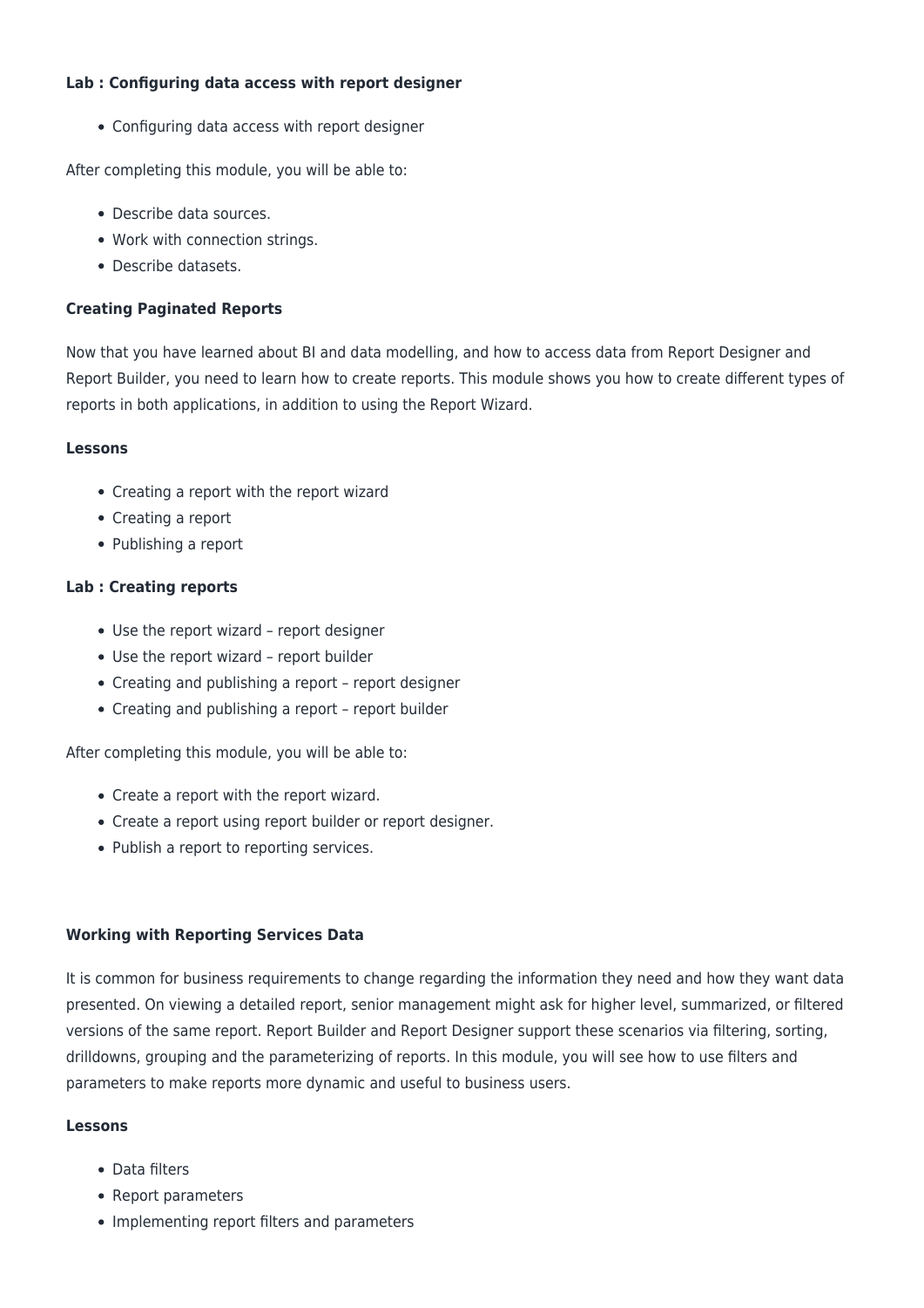**Lab : Configuring data access with report designer**

- Configuring data access with report designer

After completing this module, you will be able to:

- Describe data sources.
- Work with connection strings.
- Describe datasets.

**Creating Paginated Reports**

Now that you have learned about BI and data modelling, and how to access data from Report Designer and Report Builder, you need to learn how to create reports. This module shows you how to create different types of reports in both applications, in addition to using the Report Wizard.

**Lessons**

- Creating a report with the report wizard
- Creating a report
- Publishing a report

**Lab : Creating reports**

- Use the report wizard – report designer
- Use the report wizard – report builder
- Creating and publishing a report – report designer
- Creating and publishing a report – report builder

After completing this module, you will be able to:

- Create a report with the report wizard.
- Create a report using report builder or report designer.
- Publish a report to reporting services.

**Working with Reporting Services Data**

It is common for business requirements to change regarding the information they need and how they want data presented. On viewing a detailed report, senior management might ask for higher level, summarized, or filtered versions of the same report. Report Builder and Report Designer support these scenarios via filtering, sorting, drilldowns, grouping and the parameterizing of reports. In this module, you will see how to use filters and parameters to make reports more dynamic and useful to business users.

**Lessons**

- Data filters
- Report parameters
- Implementing report filters and parameters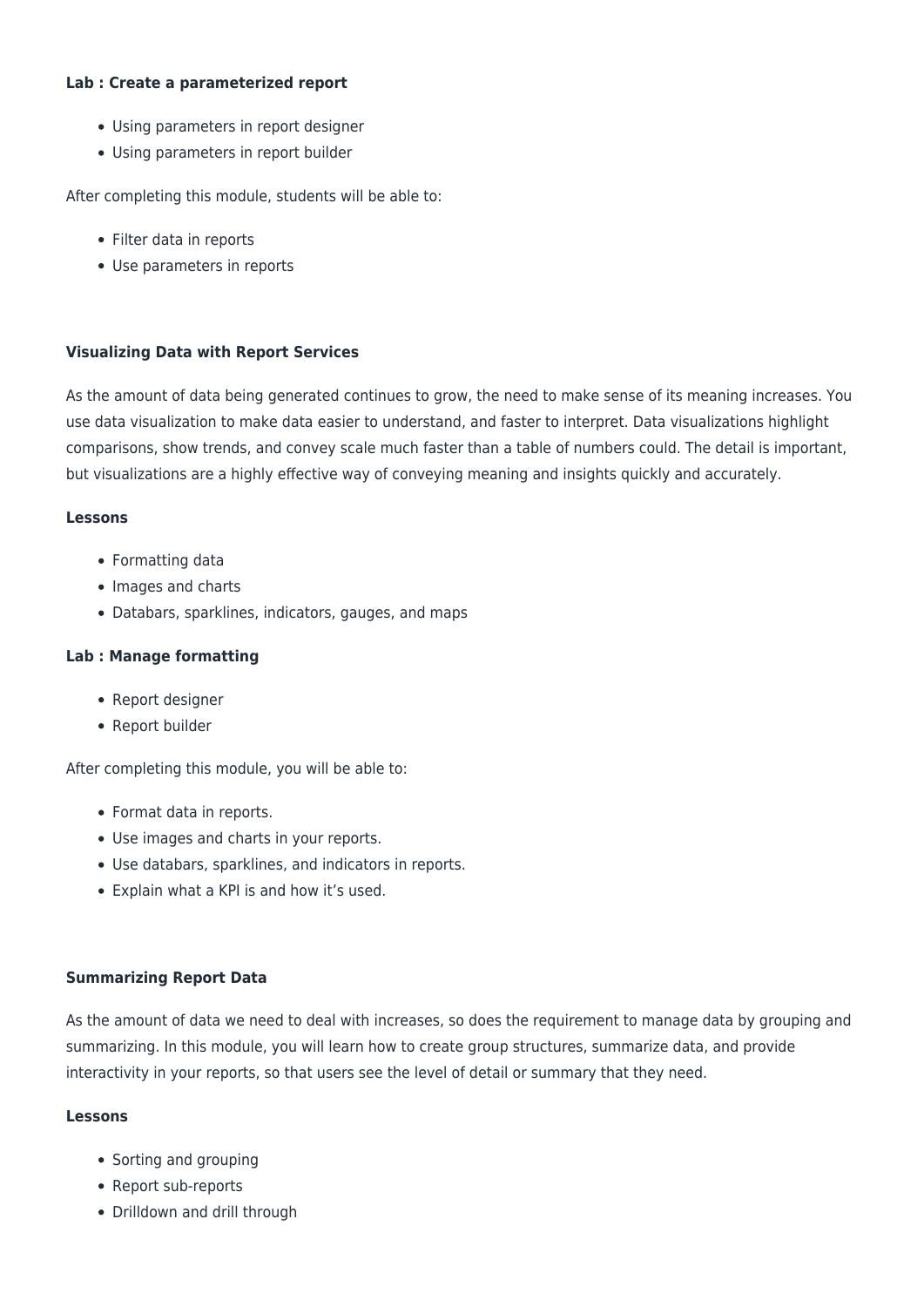**Lab : Create a parameterized report**

- Using parameters in report designer
- Using parameters in report builder

After completing this module, students will be able to:

- Filter data in reports
- Use parameters in reports

**Visualizing Data with Report Services**

As the amount of data being generated continues to grow, the need to make sense of its meaning increases. You use data visualization to make data easier to understand, and faster to interpret. Data visualizations highlight comparisons, show trends, and convey scale much faster than a table of numbers could. The detail is important, but visualizations are a highly effective way of conveying meaning and insights quickly and accurately.

**Lessons**

- Formatting data
- Images and charts
- Databars, sparklines, indicators, gauges, and maps

**Lab : Manage formatting**

- Report designer
- Report builder

After completing this module, you will be able to:

- Format data in reports.
- Use images and charts in your reports.
- Use databars, sparklines, and indicators in reports.
- Explain what a KPI is and how it's used.

**Summarizing Report Data**

As the amount of data we need to deal with increases, so does the requirement to manage data by grouping and summarizing. In this module, you will learn how to create group structures, summarize data, and provide interactivity in your reports, so that users see the level of detail or summary that they need.

**Lessons**

- Sorting and grouping
- Report sub-reports
- Drilldown and drill through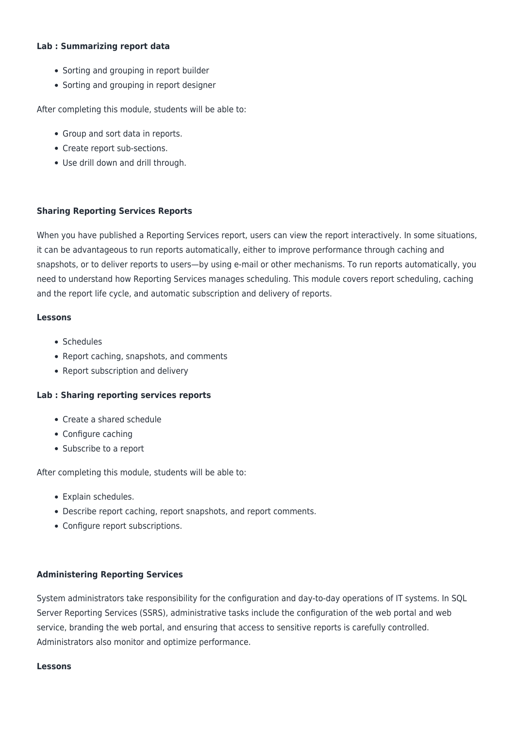**Lab : Summarizing report data**

- Sorting and grouping in report builder
- Sorting and grouping in report designer

After completing this module, students will be able to:

- Group and sort data in reports.
- Create report sub-sections.
- Use drill down and drill through.

**Sharing Reporting Services Reports**

When you have published a Reporting Services report, users can view the report interactively. In some situations, it can be advantageous to run reports automatically, either to improve performance through caching and snapshots, or to deliver reports to users—by using e-mail or other mechanisms. To run reports automatically, you need to understand how Reporting Services manages scheduling. This module covers report scheduling, caching and the report life cycle, and automatic subscription and delivery of reports.

**Lessons**

- Schedules
- Report caching, snapshots, and comments
- Report subscription and delivery

**Lab : Sharing reporting services reports**

- Create a shared schedule
- Configure caching
- Subscribe to a report

After completing this module, students will be able to:

- Explain schedules.
- Describe report caching, report snapshots, and report comments.
- Configure report subscriptions.

**Administering Reporting Services**

System administrators take responsibility for the configuration and day-to-day operations of IT systems. In SQL Server Reporting Services (SSRS), administrative tasks include the configuration of the web portal and web service, branding the web portal, and ensuring that access to sensitive reports is carefully controlled. Administrators also monitor and optimize performance.

**Lessons**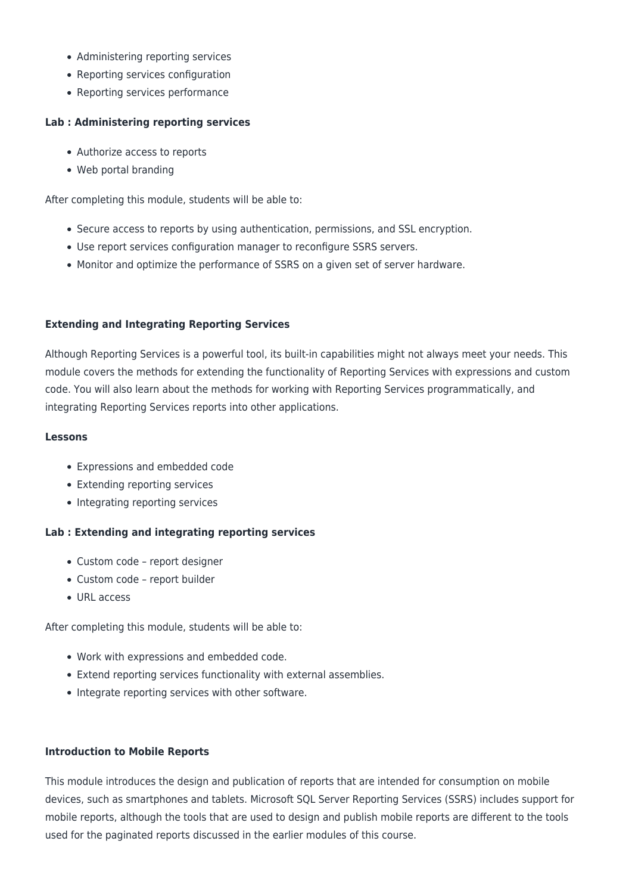- Administering reporting services
- Reporting services configuration
- Reporting services performance

**Lab : Administering reporting services**

- Authorize access to reports
- Web portal branding

After completing this module, students will be able to:

- Secure access to reports by using authentication, permissions, and SSL encryption.
- Use report services configuration manager to reconfigure SSRS servers.
- Monitor and optimize the performance of SSRS on a given set of server hardware.

**Extending and Integrating Reporting Services**

Although Reporting Services is a powerful tool, its built-in capabilities might not always meet your needs. This module covers the methods for extending the functionality of Reporting Services with expressions and custom code. You will also learn about the methods for working with Reporting Services programmatically, and integrating Reporting Services reports into other applications.

**Lessons**

- Expressions and embedded code
- Extending reporting services
- Integrating reporting services

**Lab : Extending and integrating reporting services**

- Custom code – report designer
- Custom code – report builder
- URL access

After completing this module, students will be able to:

- Work with expressions and embedded code.
- Extend reporting services functionality with external assemblies.
- Integrate reporting services with other software.

**Introduction to Mobile Reports**

This module introduces the design and publication of reports that are intended for consumption on mobile devices, such as smartphones and tablets. Microsoft SQL Server Reporting Services (SSRS) includes support for mobile reports, although the tools that are used to design and publish mobile reports are different to the tools used for the paginated reports discussed in the earlier modules of this course.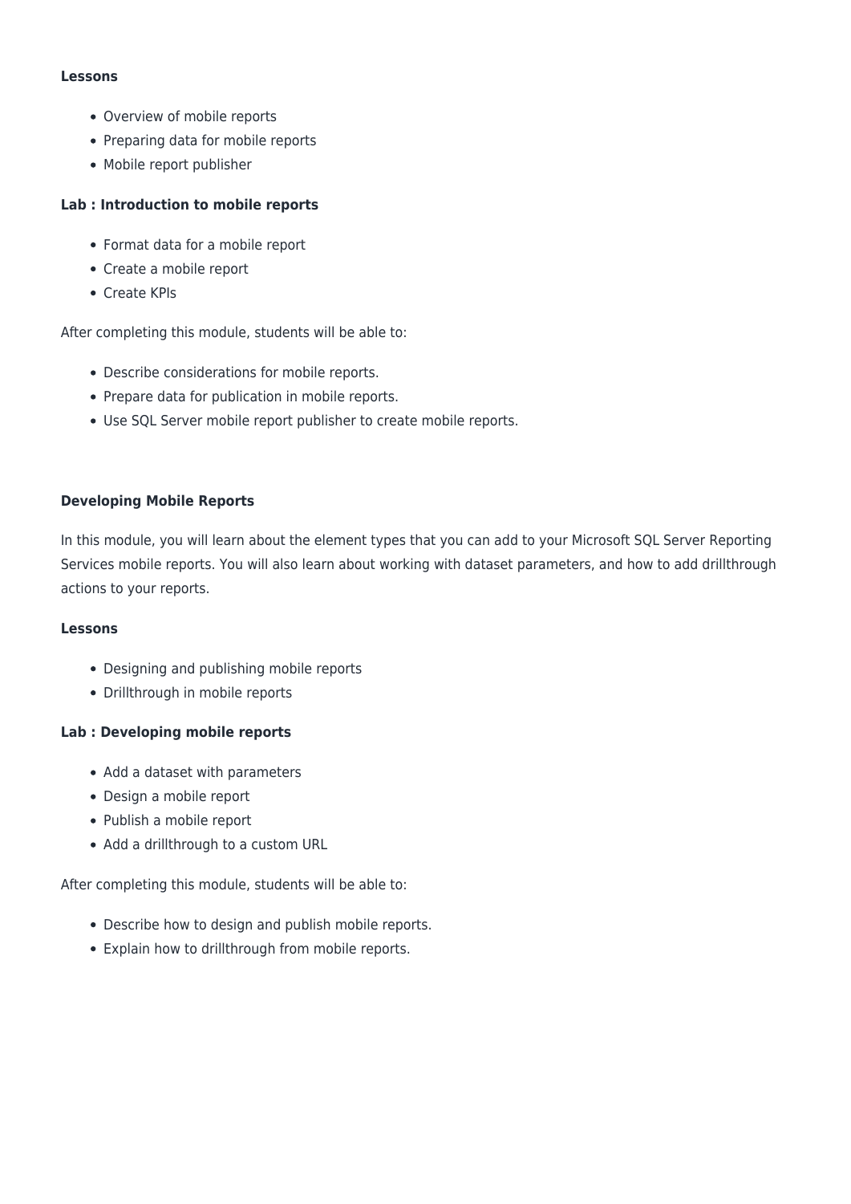**Lessons**

- Overview of mobile reports
- Preparing data for mobile reports
- Mobile report publisher

**Lab : Introduction to mobile reports**

- Format data for a mobile report
- Create a mobile report
- Create KPIs

After completing this module, students will be able to:

- Describe considerations for mobile reports.
- Prepare data for publication in mobile reports.
- Use SQL Server mobile report publisher to create mobile reports.

**Developing Mobile Reports**

In this module, you will learn about the element types that you can add to your Microsoft SQL Server Reporting Services mobile reports. You will also learn about working with dataset parameters, and how to add drillthrough actions to your reports.

**Lessons**

- Designing and publishing mobile reports
- Drillthrough in mobile reports

**Lab : Developing mobile reports**

- Add a dataset with parameters
- Design a mobile report
- Publish a mobile report
- Add a drillthrough to a custom URL

After completing this module, students will be able to:

- Describe how to design and publish mobile reports.
- Explain how to drillthrough from mobile reports.